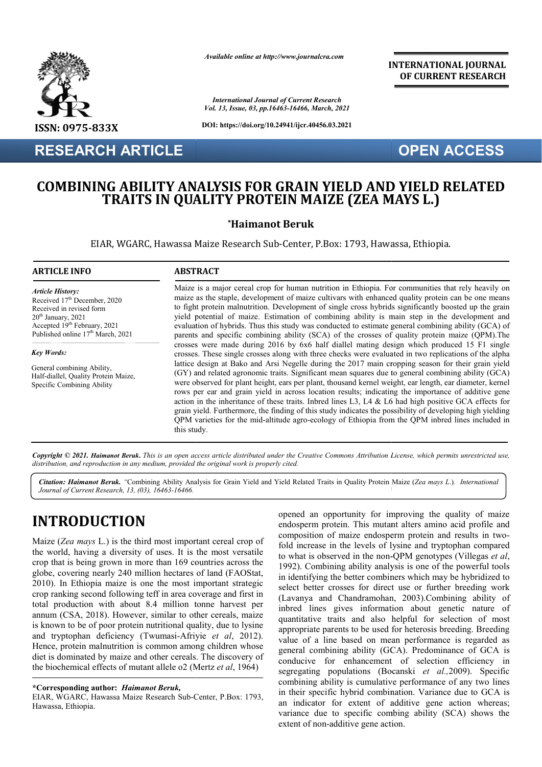# COMBINING ABILITY ANALYSIS FOR GRAIN YIELD AND YIELD RELATED TRAITS IN QUALITY PROTEIN MAIZE (ZEA MAYS L.)

**\*Haimanot Beruk**

EIAR, WGARC, Hawassa Maize Research Sub-Center, P.Box: 1793, Hawassa, Ethiopia.

## ARTICLE INFO

*Article History:*
Received 17th December, 2020
Received in revised form 20th January, 2021
Accepted 19th February, 2021
Published online 17th March, 2021

*Key Words:*

General combining Ability, Half-diallel, Quality Protein Maize, Specific Combining Ability

## ABSTRACT

Maize is a major cereal crop for human nutrition in Ethiopia. For communities that rely heavily on maize as the staple, development of maize cultivars with enhanced quality protein can be one means to fight protein malnutrition. Development of single cross hybrids significantly boosted up the grain yield potential of maize. Estimation of combining ability is main step in the development and evaluation of hybrids. Thus this study was conducted to estimate general combining ability (GCA) of parents and specific combining ability (SCA) of the crosses of quality protein maize (QPM).The crosses were made during 2016 by 6x6 half diallel mating design which produced 15 F1 single crosses. These single crosses along with three checks were evaluated in two replications of the alpha lattice design at Bako and Arsi Negelle during the 2017 main cropping season for their grain yield (GY) and related agronomic traits. Significant mean squares due to general combining ability (GCA) were observed for plant height, ears per plant, thousand kernel weight, ear length, ear diameter, kernel rows per ear and grain yield in across location results; indicating the importance of additive gene action in the inheritance of these traits. Inbred lines L3, L4 & L6 had high positive GCA effects for grain yield. Furthermore, the finding of this study indicates the possibility of developing high yielding QPM varieties for the mid-altitude agro-ecology of Ethiopia from the QPM inbred lines included in this study.

***Copyright © 2021. Haimanot Beruk.*** *This is an open access article distributed under the Creative Commons Attribution License, which permits unrestricted use, distribution, and reproduction in any medium, provided the original work is properly cited.*

***Citation: Haimanot Beruk.*** *"Combining Ability Analysis for Grain Yield and Yield Related Traits in Quality Protein Maize (Zea mays L.). International Journal of Current Research, 13, (03), 16463-16466.*

# INTRODUCTION

Maize (*Zea mays* L.) is the third most important cereal crop of the world, having a diversity of uses. It is the most versatile crop that is being grown in more than 169 countries across the globe, covering nearly 240 million hectares of land (FAOStat, 2010). In Ethiopia maize is one the most important strategic crop ranking second following teff in area coverage and first in total production with about 8.4 million tonne harvest per annum (CSA, 2018). However, similar to other cereals, maize is known to be of poor protein nutritional quality, due to lysine and tryptophan deficiency (Twumasi-Afriyie *et al*, 2012). Hence, protein malnutrition is common among children whose diet is dominated by maize and other cereals. The discovery of the biochemical effects of mutant allele o2 (Mertz *et al*, 1964) opened an opportunity for improving the quality of maize endosperm protein. This mutant alters amino acid profile and composition of maize endosperm protein and results in two-fold increase in the levels of lysine and tryptophan compared to what is observed in the non-QPM genotypes (Villegas *et al*, 1992). Combining ability analysis is one of the powerful tools in identifying the better combiners which may be hybridized to select better crosses for direct use or further breeding work (Lavanya and Chandramohan, 2003).Combining ability of inbred lines gives information about genetic nature of quantitative traits and also helpful for selection of most appropriate parents to be used for heterosis breeding. Breeding value of a line based on mean performance is regarded as general combining ability (GCA). Predominance of GCA is conducive for enhancement of selection efficiency in segregating populations (Bocanski *et al.,*2009). Specific combining ability is cumulative performance of any two lines in their specific hybrid combination. Variance due to GCA is an indicator for extent of additive gene action whereas; variance due to specific combing ability (SCA) shows the extent of non-additive gene action.

**\*Corresponding author:** ***Haimanot Beruk,***
EIAR, WGARC, Hawassa Maize Research Sub-Center, P.Box: 1793, Hawassa, Ethiopia.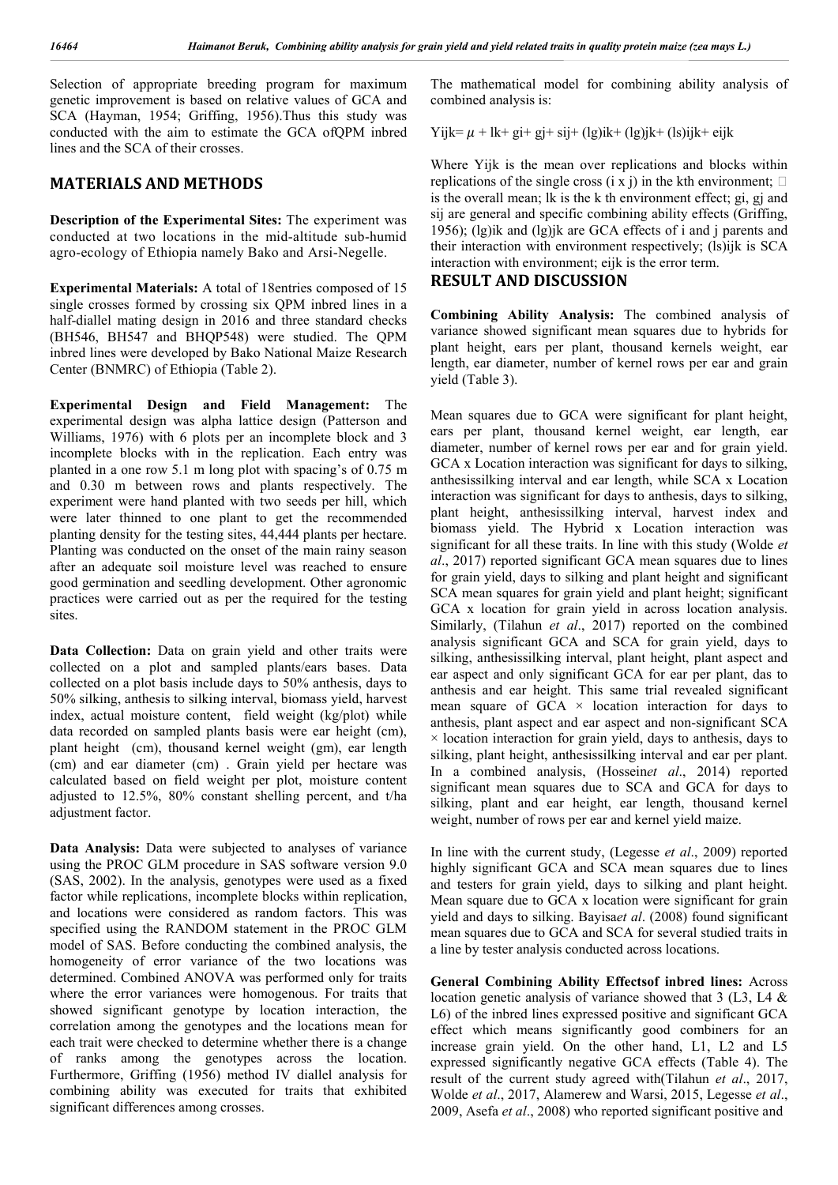Selection of appropriate breeding program for maximum genetic improvement is based on relative values of GCA and SCA (Hayman, 1954; Griffing, 1956).Thus this study was conducted with the aim to estimate the GCA ofQPM inbred lines and the SCA of their crosses.

## MATERIALS AND METHODS

**Description of the Experimental Sites:** The experiment was conducted at two locations in the mid-altitude sub-humid agro-ecology of Ethiopia namely Bako and Arsi-Negelle.

**Experimental Materials:** A total of 18entries composed of 15 single crosses formed by crossing six QPM inbred lines in a half-diallel mating design in 2016 and three standard checks (BH546, BH547 and BHQP548) were studied. The QPM inbred lines were developed by Bako National Maize Research Center (BNMRC) of Ethiopia (Table 2).

**Experimental Design and Field Management:** The experimental design was alpha lattice design (Patterson and Williams, 1976) with 6 plots per an incomplete block and 3 incomplete blocks with in the replication. Each entry was planted in a one row 5.1 m long plot with spacing's of 0.75 m and 0.30 m between rows and plants respectively. The experiment were hand planted with two seeds per hill, which were later thinned to one plant to get the recommended planting density for the testing sites, 44,444 plants per hectare. Planting was conducted on the onset of the main rainy season after an adequate soil moisture level was reached to ensure good germination and seedling development. Other agronomic practices were carried out as per the required for the testing sites.

**Data Collection:** Data on grain yield and other traits were collected on a plot and sampled plants/ears bases. Data collected on a plot basis include days to 50% anthesis, days to 50% silking, anthesis to silking interval, biomass yield, harvest index, actual moisture content, field weight (kg/plot) while data recorded on sampled plants basis were ear height (cm), plant height (cm), thousand kernel weight (gm), ear length (cm) and ear diameter (cm) . Grain yield per hectare was calculated based on field weight per plot, moisture content adjusted to 12.5%, 80% constant shelling percent, and t/ha adjustment factor.

**Data Analysis:** Data were subjected to analyses of variance using the PROC GLM procedure in SAS software version 9.0 (SAS, 2002). In the analysis, genotypes were used as a fixed factor while replications, incomplete blocks within replication, and locations were considered as random factors. This was specified using the RANDOM statement in the PROC GLM model of SAS. Before conducting the combined analysis, the homogeneity of error variance of the two locations was determined. Combined ANOVA was performed only for traits where the error variances were homogenous. For traits that showed significant genotype by location interaction, the correlation among the genotypes and the locations mean for each trait were checked to determine whether there is a change of ranks among the genotypes across the location. Furthermore, Griffing (1956) method IV diallel analysis for combining ability was executed for traits that exhibited significant differences among crosses.

The mathematical model for combining ability analysis of combined analysis is:

$$Y_{ijk} = \mu + l_k + g_i + g_j + s_{ij} + (lg)_{ik} + (lg)_{jk} + (ls)_{ijk} + e_{ijk}$$

Where $Y_{ijk}$ is the mean over replications and blocks within replications of the single cross (i x j) in the kth environment; $\mu$ is the overall mean; $l_k$ is the k th environment effect; $g_i$, $g_j$ and $s_{ij}$ are general and specific combining ability effects (Griffing, 1956); $(lg)_{ik}$ and $(lg)_{jk}$ are GCA effects of i and j parents and their interaction with environment respectively; $(ls)_{ijk}$ is SCA interaction with environment; $e_{ijk}$ is the error term.

## RESULT AND DISCUSSION

**Combining Ability Analysis:** The combined analysis of variance showed significant mean squares due to hybrids for plant height, ears per plant, thousand kernels weight, ear length, ear diameter, number of kernel rows per ear and grain yield (Table 3).

Mean squares due to GCA were significant for plant height, ears per plant, thousand kernel weight, ear length, ear diameter, number of kernel rows per ear and for grain yield. GCA x Location interaction was significant for days to silking, anthesissilking interval and ear length, while SCA x Location interaction was significant for days to anthesis, days to silking, plant height, anthesissilking interval, harvest index and biomass yield. The Hybrid x Location interaction was significant for all these traits. In line with this study (Wolde *et al*., 2017) reported significant GCA mean squares due to lines for grain yield, days to silking and plant height and significant SCA mean squares for grain yield and plant height; significant GCA x location for grain yield in across location analysis. Similarly, (Tilahun *et al*., 2017) reported on the combined analysis significant GCA and SCA for grain yield, days to silking, anthesissilking interval, plant height, plant aspect and ear aspect and only significant GCA for ear per plant, das to anthesis and ear height. This same trial revealed significant mean square of GCA × location interaction for days to anthesis, plant aspect and ear aspect and non-significant SCA × location interaction for grain yield, days to anthesis, days to silking, plant height, anthesissilking interval and ear per plant. In a combined analysis, (Hossein*et al*., 2014) reported significant mean squares due to SCA and GCA for days to silking, plant and ear height, ear length, thousand kernel weight, number of rows per ear and kernel yield maize.

In line with the current study, (Legesse *et al*., 2009) reported highly significant GCA and SCA mean squares due to lines and testers for grain yield, days to silking and plant height. Mean square due to GCA x location were significant for grain yield and days to silking. Bayisa*et al*. (2008) found significant mean squares due to GCA and SCA for several studied traits in a line by tester analysis conducted across locations.

**General Combining Ability Effectsof inbred lines:** Across location genetic analysis of variance showed that 3 (L3, L4 & L6) of the inbred lines expressed positive and significant GCA effect which means significantly good combiners for an increase grain yield. On the other hand, L1, L2 and L5 expressed significantly negative GCA effects (Table 4). The result of the current study agreed with(Tilahun *et al*., 2017, Wolde *et al*., 2017, Alamerew and Warsi, 2015, Legesse *et al*., 2009, Asefa *et al*., 2008) who reported significant positive and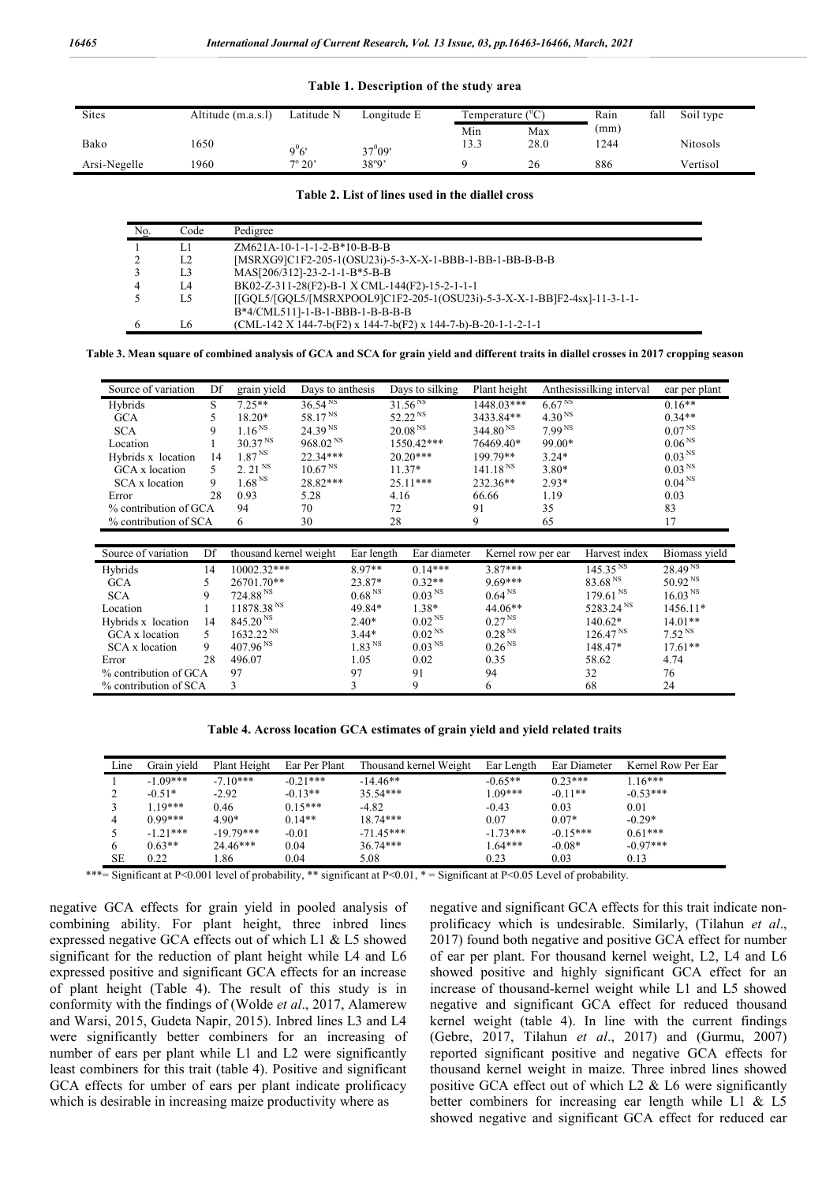**Table 1. Description of the study area**

| Sites | Altitude (m.a.s.l) | Latitude N | Longitude E | Temperature (°C) | | Rain fall (mm) | Soil type |
|---|---|---|---|---|---|---|---|
| | | | | Min | Max | | |
| Bako | 1650 | 9°6' | 37°09' | 13.3 | 28.0 | 1244 | Nitosols |
| Arsi-Negelle | 1960 | 7° 20' | 38°9' | 9 | 26 | 886 | Vertisol |

**Table 2. List of lines used in the diallel cross**

| No. | Code | Pedigree |
|---|---|---|
| 1 | L1 | ZM621A-10-1-1-1-2-B*10-B-B-B |
| 2 | L2 | [MSRXG9]C1F2-205-1(OSU23i)-5-3-X-X-1-BBB-1-BB-1-BB-B-B-B |
| 3 | L3 | MAS[206/312]-23-2-1-1-B*5-B-B |
| 4 | L4 | BK02-Z-311-28(F2)-B-1 X CML-144(F2)-15-2-1-1-1 |
| 5 | L5 | [[GQL5/[GQL5/[MSRXPOOL9]C1F2-205-1(OSU23i)-5-3-X-X-1-BB]F2-4sx]-11-3-1-1-B*4/CML511]-1-B-1-BBB-1-B-B-B-B |
| 6 | L6 | (CML-142 X 144-7-b(F2) x 144-7-b(F2) x 144-7-b)-B-20-1-1-2-1-1 |

**Table 3. Mean square of combined analysis of GCA and SCA for grain yield and different traits in diallel crosses in 2017 cropping season**

| Source of variation | Df | grain yield | Days to anthesis | Days to silking | Plant height | Anthesissilking interval | ear per plant |
|---|---|---|---|---|---|---|---|
| Hybrids | S | 7.25** | 36.54 NS | 31.56 NS | 1448.03*** | 6.67 NS | 0.16** |
| GCA | 5 | 18.20* | 58.17 NS | 52.22 NS | 3433.84** | 4.30 NS | 0.34** |
| SCA | 9 | 1.16 NS | 24.39 NS | 20.08 NS | 344.80 NS | 7.99 NS | 0.07 NS |
| Location | 1 | 30.37 NS | 968.02 NS | 1550.42*** | 76469.40* | 99.00* | 0.06 NS |
| Hybrids x location | 14 | 1.87 NS | 22.34*** | 20.20*** | 199.79** | 3.24* | 0.03 NS |
| GCA x location | 5 | 2. 21 NS | 10.67 NS | 11.37* | 141.18 NS | 3.80* | 0.03 NS |
| SCA x location | 9 | 1.68 NS | 28.82*** | 25.11*** | 232.36** | 2.93* | 0.04 NS |
| Error | 28 | 0.93 | 5.28 | 4.16 | 66.66 | 1.19 | 0.03 |
| % contribution of GCA | | 94 | 70 | 72 | 91 | 35 | 83 |
| % contribution of SCA | | 6 | 30 | 28 | 9 | 65 | 17 |

| Source of variation | Df | thousand kernel weight | Ear length | Ear diameter | Kernel row per ear | Harvest index | Biomass yield |
|---|---|---|---|---|---|---|---|
| Hybrids | 14 | 10002.32*** | 8.97** | 0.14*** | 3.87*** | 145.35 NS | 28.49 NS |
| GCA | 5 | 26701.70** | 23.87* | 0.32** | 9.69*** | 83.68 NS | 50.92 NS |
| SCA | 9 | 724.88 NS | 0.68 NS | 0.03 NS | 0.64 NS | 179.61 NS | 16.03 NS |
| Location | 1 | 11878.38 NS | 49.84* | 1.38* | 44.06** | 5283.24 NS | 1456.11* |
| Hybrids x location | 14 | 845.20 NS | 2.40* | 0.02 NS | 0.27 NS | 140.62* | 14.01** |
| GCA x location | 5 | 1632.22 NS | 3.44* | 0.02 NS | 0.28 NS | 126.47 NS | 7.52 NS |
| SCA x location | 9 | 407.96 NS | 1.83 NS | 0.03 NS | 0.26 NS | 148.47* | 17.61** |
| Error | 28 | 496.07 | 1.05 | 0.02 | 0.35 | 58.62 | 4.74 |
| % contribution of GCA | | 97 | 97 | 91 | 94 | 32 | 76 |
| % contribution of SCA | | 3 | 3 | 9 | 6 | 68 | 24 |

**Table 4. Across location GCA estimates of grain yield and yield related traits**

| Line | Grain yield | Plant Height | Ear Per Plant | Thousand kernel Weight | Ear Length | Ear Diameter | Kernel Row Per Ear |
|---|---|---|---|---|---|---|---|
| 1 | -1.09*** | -7.10*** | -0.21*** | -14.46** | -0.65** | 0.23*** | 1.16*** |
| 2 | -0.51* | -2.92 | -0.13** | 35.54*** | 1.09*** | -0.11** | -0.53*** |
| 3 | 1.19*** | 0.46 | 0.15*** | -4.82 | -0.43 | 0.03 | 0.01 |
| 4 | 0.99*** | 4.90* | 0.14** | 18.74*** | 0.07 | 0.07* | -0.29* |
| 5 | -1.21*** | -19.79*** | -0.01 | -71.45*** | -1.73*** | -0.15*** | 0.61*** |
| 6 | 0.63** | 24.46*** | 0.04 | 36.74*** | 1.64*** | -0.08* | -0.97*** |
| SE | 0.22 | 1.86 | 0.04 | 5.08 | 0.23 | 0.03 | 0.13 |

***= Significant at P<0.001 level of probability, ** significant at P<0.01, * = Significant at P<0.05 Level of probability.

negative GCA effects for grain yield in pooled analysis of combining ability. For plant height, three inbred lines expressed negative GCA effects out of which L1 & L5 showed significant for the reduction of plant height while L4 and L6 expressed positive and significant GCA effects for an increase of plant height (Table 4). The result of this study is in conformity with the findings of (Wolde *et al*., 2017, Alamerew and Warsi, 2015, Gudeta Napir, 2015). Inbred lines L3 and L4 were significantly better combiners for an increasing of number of ears per plant while L1 and L2 were significantly least combiners for this trait (table 4). Positive and significant GCA effects for umber of ears per plant indicate prolificacy which is desirable in increasing maize productivity where as negative and significant GCA effects for this trait indicate non-prolificacy which is undesirable. Similarly, (Tilahun *et al*., 2017) found both negative and positive GCA effect for number of ear per plant. For thousand kernel weight, L2, L4 and L6 showed positive and highly significant GCA effect for an increase of thousand-kernel weight while L1 and L5 showed negative and significant GCA effect for reduced thousand kernel weight (table 4). In line with the current findings (Gebre, 2017, Tilahun *et al*., 2017) and (Gurmu, 2007) reported significant positive and negative GCA effects for thousand kernel weight in maize. Three inbred lines showed positive GCA effect out of which L2 & L6 were significantly better combiners for increasing ear length while L1 & L5 showed negative and significant GCA effect for reduced ear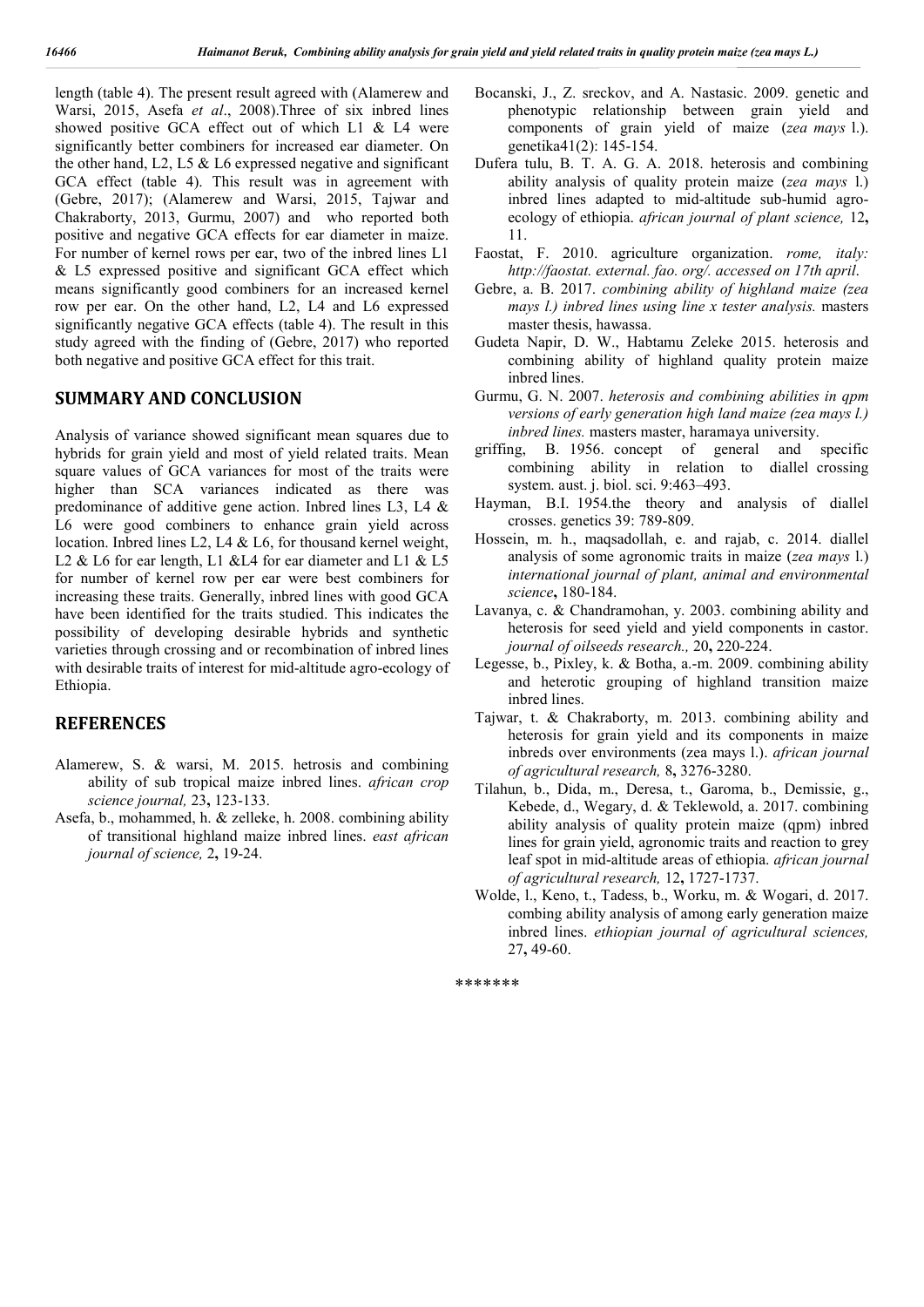length (table 4). The present result agreed with (Alamerew and Warsi, 2015, Asefa *et al*., 2008).Three of six inbred lines showed positive GCA effect out of which L1 & L4 were significantly better combiners for increased ear diameter. On the other hand, L2, L5 & L6 expressed negative and significant GCA effect (table 4). This result was in agreement with (Gebre, 2017); (Alamerew and Warsi, 2015, Tajwar and Chakraborty, 2013, Gurmu, 2007) and who reported both positive and negative GCA effects for ear diameter in maize. For number of kernel rows per ear, two of the inbred lines L1 & L5 expressed positive and significant GCA effect which means significantly good combiners for an increased kernel row per ear. On the other hand, L2, L4 and L6 expressed significantly negative GCA effects (table 4). The result in this study agreed with the finding of (Gebre, 2017) who reported both negative and positive GCA effect for this trait.

## SUMMARY AND CONCLUSION

Analysis of variance showed significant mean squares due to hybrids for grain yield and most of yield related traits. Mean square values of GCA variances for most of the traits were higher than SCA variances indicated as there was predominance of additive gene action. Inbred lines L3, L4 & L6 were good combiners to enhance grain yield across location. Inbred lines L2, L4 & L6, for thousand kernel weight, L2 & L6 for ear length, L1 &L4 for ear diameter and L1 & L5 for number of kernel row per ear were best combiners for increasing these traits. Generally, inbred lines with good GCA have been identified for the traits studied. This indicates the possibility of developing desirable hybrids and synthetic varieties through crossing and or recombination of inbred lines with desirable traits of interest for mid-altitude agro-ecology of Ethiopia.

## REFERENCES

Alamerew, S. & warsi, M. 2015. hetrosis and combining ability of sub tropical maize inbred lines. *african crop science journal,* 23**,** 123-133.

Asefa, b., mohammed, h. & zelleke, h. 2008. combining ability of transitional highland maize inbred lines. *east african journal of science,* 2**,** 19-24.

Bocanski, J., Z. sreckov, and A. Nastasic. 2009. genetic and phenotypic relationship between grain yield and components of grain yield of maize (*zea mays* l.). genetika41(2): 145-154.

Dufera tulu, B. T. A. G. A. 2018. heterosis and combining ability analysis of quality protein maize (*zea mays* l.) inbred lines adapted to mid-altitude sub-humid agro-ecology of ethiopia. *african journal of plant science,* 12**,** 11.

Faostat, F. 2010. agriculture organization. *rome, italy: http://faostat. external. fao. org/. accessed on 17th april*.

Gebre, a. B. 2017. *combining ability of highland maize (zea mays l.) inbred lines using line x tester analysis.* masters master thesis, hawassa.

Gudeta Napir, D. W., Habtamu Zeleke 2015. heterosis and combining ability of highland quality protein maize inbred lines.

Gurmu, G. N. 2007. *heterosis and combining abilities in qpm versions of early generation high land maize (zea mays l.) inbred lines.* masters master, haramaya university.

griffing, B. 1956. concept of general and specific combining ability in relation to diallel crossing system. aust. j. biol. sci. 9:463–493.

Hayman, B.I. 1954.the theory and analysis of diallel crosses. genetics 39: 789-809.

Hossein, m. h., maqsadollah, e. and rajab, c. 2014. diallel analysis of some agronomic traits in maize (*zea mays* l.) *international journal of plant, animal and environmental science***,** 180-184.

Lavanya, c. & Chandramohan, y. 2003. combining ability and heterosis for seed yield and yield components in castor. *journal of oilseeds research.,* 20**,** 220-224.

Legesse, b., Pixley, k. & Botha, a.-m. 2009. combining ability and heterotic grouping of highland transition maize inbred lines.

Tajwar, t. & Chakraborty, m. 2013. combining ability and heterosis for grain yield and its components in maize inbreds over environments (zea mays l.). *african journal of agricultural research,* 8**,** 3276-3280.

Tilahun, b., Dida, m., Deresa, t., Garoma, b., Demissie, g., Kebede, d., Wegary, d. & Teklewold, a. 2017. combining ability analysis of quality protein maize (qpm) inbred lines for grain yield, agronomic traits and reaction to grey leaf spot in mid-altitude areas of ethiopia. *african journal of agricultural research,* 12**,** 1727-1737.

Wolde, l., Keno, t., Tadess, b., Worku, m. & Wogari, d. 2017. combing ability analysis of among early generation maize inbred lines. *ethiopian journal of agricultural sciences,* 27**,** 49-60.

\*\*\*\*\*\*\*